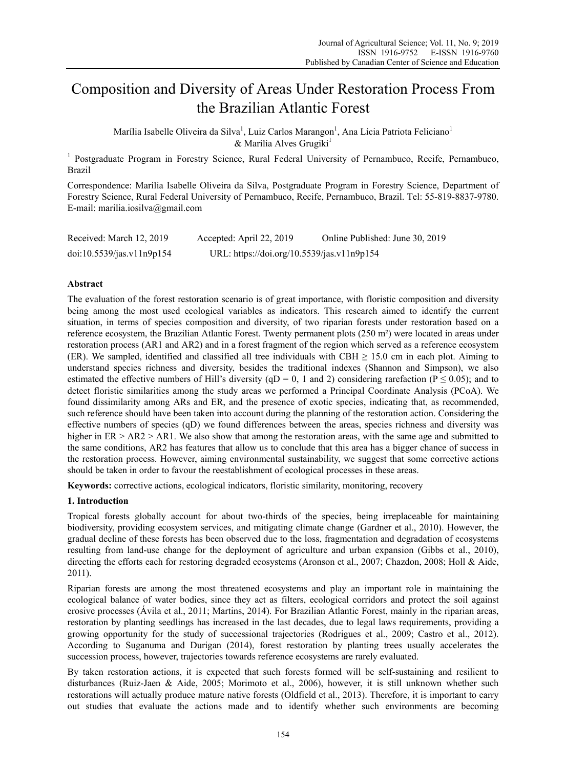# Composition and Diversity of Areas Under Restoration Process From the Brazilian Atlantic Forest

Marília Isabelle Oliveira da Silva[1], Luiz Carlos Marangon[1], Ana Lícia Patriota Feliciano[1] & Marilia Alves Grugiki[1]

[1] Postgraduate Program in Forestry Science, Rural Federal University of Pernambuco, Recife, Pernambuco, Brazil

Correspondence: Marília Isabelle Oliveira da Silva, Postgraduate Program in Forestry Science, Department of Forestry Science, Rural Federal University of Pernambuco, Recife, Pernambuco, Brazil. Tel: 55-819-8837-9780. E-mail: marilia.iosilva@gmail.com

Received: March 12, 2019 Accepted: April 22, 2019 Online Published: June 30, 2019

doi:10.5539/jas.v11n9p154 URL: https://doi.org/10.5539/jas.v11n9p154

## Abstract

The evaluation of the forest restoration scenario is of great importance, with floristic composition and diversity being among the most used ecological variables as indicators. This research aimed to identify the current situation, in terms of species composition and diversity, of two riparian forests under restoration based on a reference ecosystem, the Brazilian Atlantic Forest. Twenty permanent plots (250 m²) were located in areas under restoration process (AR1 and AR2) and in a forest fragment of the region which served as a reference ecosystem (ER). We sampled, identified and classified all tree individuals with CBH ≥ 15.0 cm in each plot. Aiming to understand species richness and diversity, besides the traditional indexes (Shannon and Simpson), we also estimated the effective numbers of Hill's diversity (qD = 0, 1 and 2) considering rarefaction ($P \leq 0.05$); and to detect floristic similarities among the study areas we performed a Principal Coordinate Analysis (PCoA). We found dissimilarity among ARs and ER, and the presence of exotic species, indicating that, as recommended, such reference should have been taken into account during the planning of the restoration action. Considering the effective numbers of species (qD) we found differences between the areas, species richness and diversity was higher in ER > AR2 > AR1. We also show that among the restoration areas, with the same age and submitted to the same conditions, AR2 has features that allow us to conclude that this area has a bigger chance of success in the restoration process. However, aiming environmental sustainability, we suggest that some corrective actions should be taken in order to favour the reestablishment of ecological processes in these areas.

**Keywords:** corrective actions, ecological indicators, floristic similarity, monitoring, recovery

## 1. Introduction

Tropical forests globally account for about two-thirds of the species, being irreplaceable for maintaining biodiversity, providing ecosystem services, and mitigating climate change (Gardner et al., 2010). However, the gradual decline of these forests has been observed due to the loss, fragmentation and degradation of ecosystems resulting from land-use change for the deployment of agriculture and urban expansion (Gibbs et al., 2010), directing the efforts each for restoring degraded ecosystems (Aronson et al., 2007; Chazdon, 2008; Holl & Aide, 2011).

Riparian forests are among the most threatened ecosystems and play an important role in maintaining the ecological balance of water bodies, since they act as filters, ecological corridors and protect the soil against erosive processes (Ávila et al., 2011; Martins, 2014). For Brazilian Atlantic Forest, mainly in the riparian areas, restoration by planting seedlings has increased in the last decades, due to legal laws requirements, providing a growing opportunity for the study of successional trajectories (Rodrigues et al., 2009; Castro et al., 2012). According to Suganuma and Durigan (2014), forest restoration by planting trees usually accelerates the succession process, however, trajectories towards reference ecosystems are rarely evaluated.

By taken restoration actions, it is expected that such forests formed will be self-sustaining and resilient to disturbances (Ruiz-Jaen & Aide, 2005; Morimoto et al., 2006), however, it is still unknown whether such restorations will actually produce mature native forests (Oldfield et al., 2013). Therefore, it is important to carry out studies that evaluate the actions made and to identify whether such environments are becoming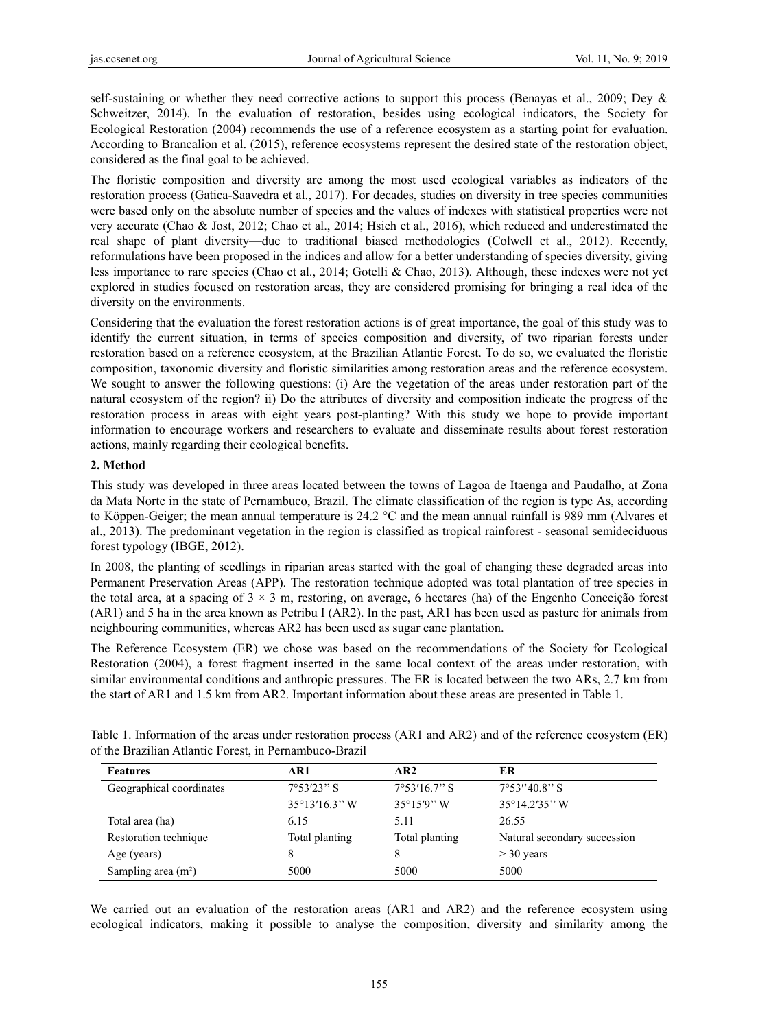self-sustaining or whether they need corrective actions to support this process (Benayas et al., 2009; Dey & Schweitzer, 2014). In the evaluation of restoration, besides using ecological indicators, the Society for Ecological Restoration (2004) recommends the use of a reference ecosystem as a starting point for evaluation. According to Brancalion et al. (2015), reference ecosystems represent the desired state of the restoration object, considered as the final goal to be achieved.

The floristic composition and diversity are among the most used ecological variables as indicators of the restoration process (Gatica-Saavedra et al., 2017). For decades, studies on diversity in tree species communities were based only on the absolute number of species and the values of indexes with statistical properties were not very accurate (Chao & Jost, 2012; Chao et al., 2014; Hsieh et al., 2016), which reduced and underestimated the real shape of plant diversity—due to traditional biased methodologies (Colwell et al., 2012). Recently, reformulations have been proposed in the indices and allow for a better understanding of species diversity, giving less importance to rare species (Chao et al., 2014; Gotelli & Chao, 2013). Although, these indexes were not yet explored in studies focused on restoration areas, they are considered promising for bringing a real idea of the diversity on the environments.

Considering that the evaluation the forest restoration actions is of great importance, the goal of this study was to identify the current situation, in terms of species composition and diversity, of two riparian forests under restoration based on a reference ecosystem, at the Brazilian Atlantic Forest. To do so, we evaluated the floristic composition, taxonomic diversity and floristic similarities among restoration areas and the reference ecosystem. We sought to answer the following questions: (i) Are the vegetation of the areas under restoration part of the natural ecosystem of the region? ii) Do the attributes of diversity and composition indicate the progress of the restoration process in areas with eight years post-planting? With this study we hope to provide important information to encourage workers and researchers to evaluate and disseminate results about forest restoration actions, mainly regarding their ecological benefits.

## 2. Method

This study was developed in three areas located between the towns of Lagoa de Itaenga and Paudalho, at Zona da Mata Norte in the state of Pernambuco, Brazil. The climate classification of the region is type As, according to Köppen-Geiger; the mean annual temperature is 24.2 °C and the mean annual rainfall is 989 mm (Alvares et al., 2013). The predominant vegetation in the region is classified as tropical rainforest - seasonal semideciduous forest typology (IBGE, 2012).

In 2008, the planting of seedlings in riparian areas started with the goal of changing these degraded areas into Permanent Preservation Areas (APP). The restoration technique adopted was total plantation of tree species in the total area, at a spacing of 3 × 3 m, restoring, on average, 6 hectares (ha) of the Engenho Conceição forest (AR1) and 5 ha in the area known as Petribu I (AR2). In the past, AR1 has been used as pasture for animals from neighbouring communities, whereas AR2 has been used as sugar cane plantation.

The Reference Ecosystem (ER) we chose was based on the recommendations of the Society for Ecological Restoration (2004), a forest fragment inserted in the same local context of the areas under restoration, with similar environmental conditions and anthropic pressures. The ER is located between the two ARs, 2.7 km from the start of AR1 and 1.5 km from AR2. Important information about these areas are presented in Table 1.

Table 1. Information of the areas under restoration process (AR1 and AR2) and of the reference ecosystem (ER) of the Brazilian Atlantic Forest, in Pernambuco-Brazil

| Features | AR1 | AR2 | ER |
|---|---|---|---|
| Geographical coordinates | 7°53′23” S<br>35°13′16.3” W | 7°53′16.7” S<br>35°15′9” W | 7°53′′40.8” S<br>35°14.2′35” W |
| Total area (ha) | 6.15 | 5.11 | 26.55 |
| Restoration technique | Total planting | Total planting | Natural secondary succession |
| Age (years) | 8 | 8 | > 30 years |
| Sampling area (m²) | 5000 | 5000 | 5000 |

We carried out an evaluation of the restoration areas (AR1 and AR2) and the reference ecosystem using ecological indicators, making it possible to analyse the composition, diversity and similarity among the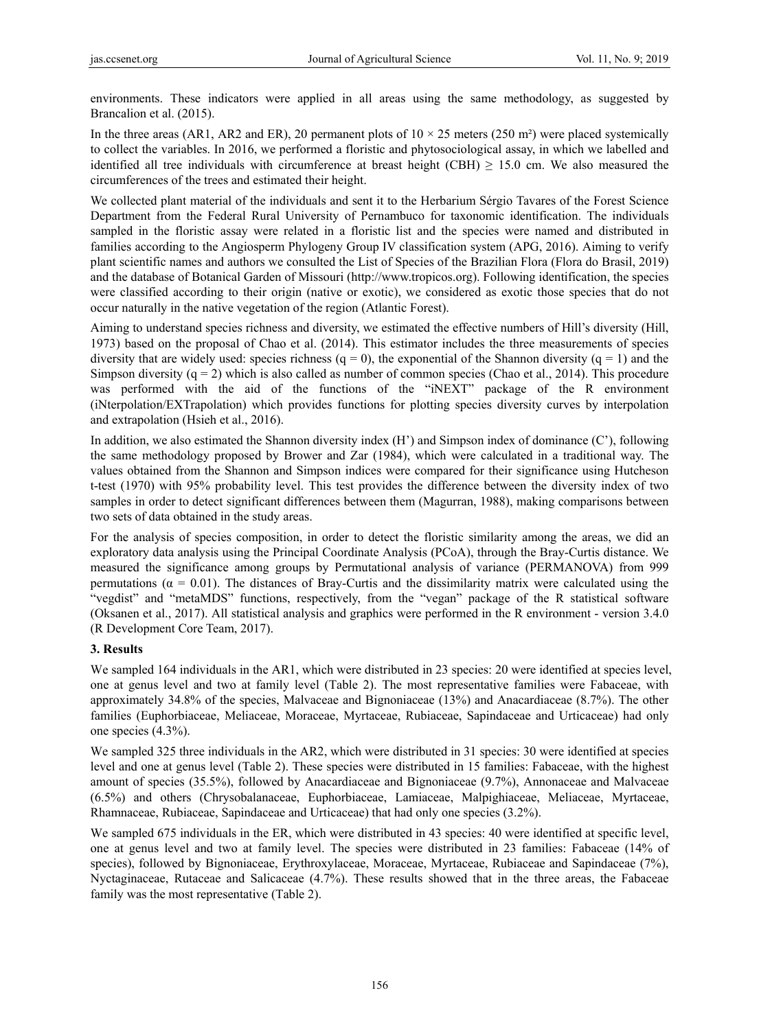environments. These indicators were applied in all areas using the same methodology, as suggested by Brancalion et al. (2015).

In the three areas (AR1, AR2 and ER), 20 permanent plots of $10 \times 25$ meters (250 m²) were placed systemically to collect the variables. In 2016, we performed a floristic and phytosociological assay, in which we labelled and identified all tree individuals with circumference at breast height (CBH) $\geq 15.0$ cm. We also measured the circumferences of the trees and estimated their height.

We collected plant material of the individuals and sent it to the Herbarium Sérgio Tavares of the Forest Science Department from the Federal Rural University of Pernambuco for taxonomic identification. The individuals sampled in the floristic assay were related in a floristic list and the species were named and distributed in families according to the Angiosperm Phylogeny Group IV classification system (APG, 2016). Aiming to verify plant scientific names and authors we consulted the List of Species of the Brazilian Flora (Flora do Brasil, 2019) and the database of Botanical Garden of Missouri (http://www.tropicos.org). Following identification, the species were classified according to their origin (native or exotic), we considered as exotic those species that do not occur naturally in the native vegetation of the region (Atlantic Forest).

Aiming to understand species richness and diversity, we estimated the effective numbers of Hill's diversity (Hill, 1973) based on the proposal of Chao et al. (2014). This estimator includes the three measurements of species diversity that are widely used: species richness ($q = 0$), the exponential of the Shannon diversity ($q = 1$) and the Simpson diversity ($q = 2$) which is also called as number of common species (Chao et al., 2014). This procedure was performed with the aid of the functions of the "iNEXT" package of the R environment (iNterpolation/EXTrapolation) which provides functions for plotting species diversity curves by interpolation and extrapolation (Hsieh et al., 2016).

In addition, we also estimated the Shannon diversity index (H') and Simpson index of dominance (C'), following the same methodology proposed by Brower and Zar (1984), which were calculated in a traditional way. The values obtained from the Shannon and Simpson indices were compared for their significance using Hutcheson t-test (1970) with 95% probability level. This test provides the difference between the diversity index of two samples in order to detect significant differences between them (Magurran, 1988), making comparisons between two sets of data obtained in the study areas.

For the analysis of species composition, in order to detect the floristic similarity among the areas, we did an exploratory data analysis using the Principal Coordinate Analysis (PCoA), through the Bray-Curtis distance. We measured the significance among groups by Permutational analysis of variance (PERMANOVA) from 999 permutations ($\alpha = 0.01$). The distances of Bray-Curtis and the dissimilarity matrix were calculated using the "vegdist" and "metaMDS" functions, respectively, from the "vegan" package of the R statistical software (Oksanen et al., 2017). All statistical analysis and graphics were performed in the R environment - version 3.4.0 (R Development Core Team, 2017).

## 3. Results

We sampled 164 individuals in the AR1, which were distributed in 23 species: 20 were identified at species level, one at genus level and two at family level (Table 2). The most representative families were Fabaceae, with approximately 34.8% of the species, Malvaceae and Bignoniaceae (13%) and Anacardiaceae (8.7%). The other families (Euphorbiaceae, Meliaceae, Moraceae, Myrtaceae, Rubiaceae, Sapindaceae and Urticaceae) had only one species (4.3%).

We sampled 325 three individuals in the AR2, which were distributed in 31 species: 30 were identified at species level and one at genus level (Table 2). These species were distributed in 15 families: Fabaceae, with the highest amount of species (35.5%), followed by Anacardiaceae and Bignoniaceae (9.7%), Annonaceae and Malvaceae (6.5%) and others (Chrysobalanaceae, Euphorbiaceae, Lamiaceae, Malpighiaceae, Meliaceae, Myrtaceae, Rhamnaceae, Rubiaceae, Sapindaceae and Urticaceae) that had only one species (3.2%).

We sampled 675 individuals in the ER, which were distributed in 43 species: 40 were identified at specific level, one at genus level and two at family level. The species were distributed in 23 families: Fabaceae (14% of species), followed by Bignoniaceae, Erythroxylaceae, Moraceae, Myrtaceae, Rubiaceae and Sapindaceae (7%), Nyctaginaceae, Rutaceae and Salicaceae (4.7%). These results showed that in the three areas, the Fabaceae family was the most representative (Table 2).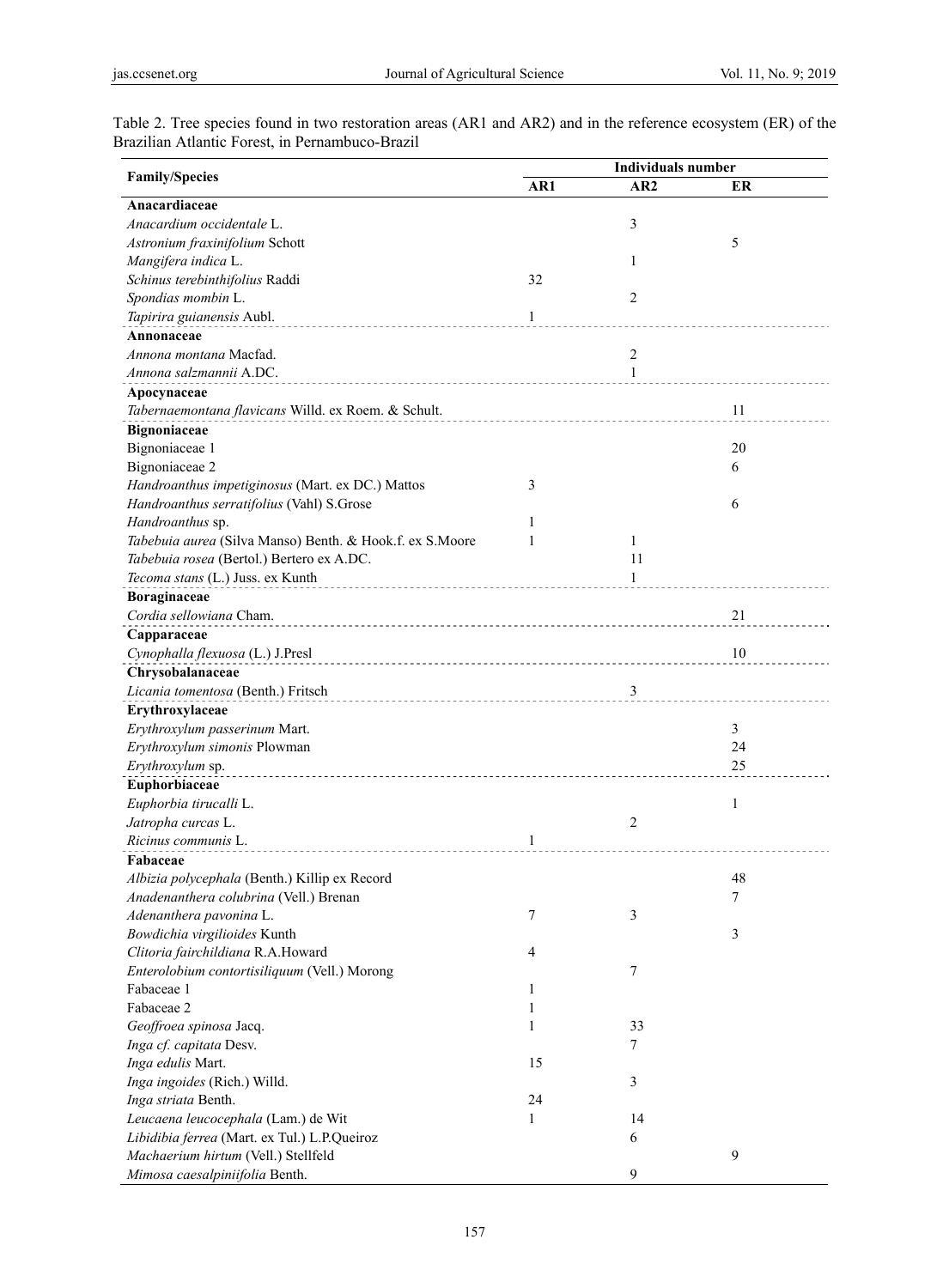Table 2. Tree species found in two restoration areas (AR1 and AR2) and in the reference ecosystem (ER) of the Brazilian Atlantic Forest, in Pernambuco-Brazil

| Family/Species | Individuals number | | |
|---|---|---|---|
| | AR1 | AR2 | ER |
| **Anacardiaceae** | | | |
| *Anacardium occidentale* L. | | 3 | |
| *Astronium fraxinifolium* Schott | | | 5 |
| *Mangifera indica* L. | | 1 | |
| *Schinus terebinthifolius* Raddi | 32 | | |
| *Spondias mombin* L. | | 2 | |
| *Tapirira guianensis* Aubl. | 1 | | |
| **Annonaceae** | | | |
| *Annona montana* Macfad. | | 2 | |
| *Annona salzmannii* A.DC. | | 1 | |
| **Apocynaceae** | | | |
| *Tabernaemontana flavicans* Willd. ex Roem. & Schult. | | | 11 |
| **Bignoniaceae** | | | |
| Bignoniaceae 1 | | | 20 |
| Bignoniaceae 2 | | | 6 |
| *Handroanthus impetiginosus* (Mart. ex DC.) Mattos | 3 | | |
| *Handroanthus serratifolius* (Vahl) S.Grose | | | 6 |
| *Handroanthus* sp. | 1 | | |
| *Tabebuia aurea* (Silva Manso) Benth. & Hook.f. ex S.Moore | 1 | 1 | |
| *Tabebuia rosea* (Bertol.) Bertero ex A.DC. | | 11 | |
| *Tecoma stans* (L.) Juss. ex Kunth | | 1 | |
| **Boraginaceae** | | | |
| *Cordia sellowiana* Cham. | | | 21 |
| **Capparaceae** | | | |
| *Cynophalla flexuosa* (L.) J.Presl | | | 10 |
| **Chrysobalanaceae** | | | |
| *Licania tomentosa* (Benth.) Fritsch | | 3 | |
| **Erythroxylaceae** | | | |
| *Erythroxylum passerinum* Mart. | | | 3 |
| *Erythroxylum simonis* Plowman | | | 24 |
| *Erythroxylum* sp. | | | 25 |
| **Euphorbiaceae** | | | |
| *Euphorbia tirucalli* L. | | | 1 |
| *Jatropha curcas* L. | | 2 | |
| *Ricinus communis* L. | 1 | | |
| **Fabaceae** | | | |
| *Albizia polycephala* (Benth.) Killip ex Record | | | 48 |
| *Anadenanthera colubrina* (Vell.) Brenan | | | 7 |
| *Adenanthera pavonina* L. | 7 | 3 | |
| *Bowdichia virgilioides* Kunth | | | 3 |
| *Clitoria fairchildiana* R.A.Howard | 4 | | |
| *Enterolobium contortisiliquum* (Vell.) Morong | | 7 | |
| Fabaceae 1 | 1 | | |
| Fabaceae 2 | 1 | | |
| *Geoffroea spinosa* Jacq. | 1 | 33 | |
| *Inga cf. capitata* Desv. | | 7 | |
| *Inga edulis* Mart. | 15 | | |
| *Inga ingoides* (Rich.) Willd. | | 3 | |
| *Inga striata* Benth. | 24 | | |
| *Leucaena leucocephala* (Lam.) de Wit | 1 | 14 | |
| *Libidibia ferrea* (Mart. ex Tul.) L.P.Queiroz | | 6 | |
| *Machaerium hirtum* (Vell.) Stellfeld | | | 9 |
| *Mimosa caesalpiniifolia* Benth. | | 9 | |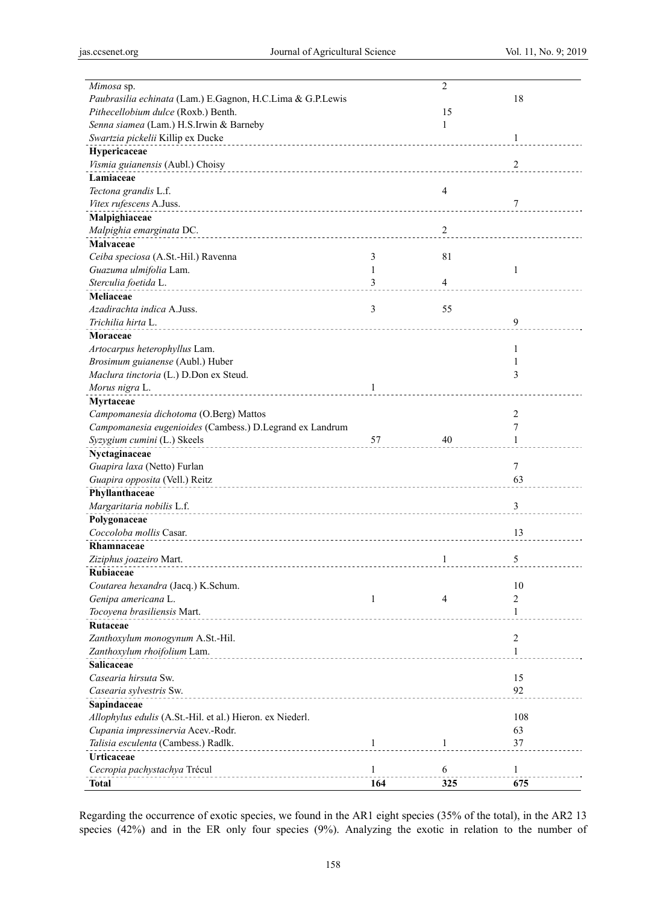| | | | |
|---|---|---|---|
| *Mimosa* sp. | | 2 | |
| *Paubrasilia echinata* (Lam.) E.Gagnon, H.C.Lima & G.P.Lewis | | | 18 |
| *Pithecellobium dulce* (Roxb.) Benth. | | 15 | |
| *Senna siamea* (Lam.) H.S.Irwin & Barneby | | 1 | |
| *Swartzia pickelii* Killip ex Ducke | | | 1 |
| **Hypericaceae** | | | |
| *Vismia guianensis* (Aubl.) Choisy | | | 2 |
| **Lamiaceae** | | | |
| *Tectona grandis* L.f. | | 4 | |
| *Vitex rufescens* A.Juss. | | | 7 |
| **Malpighiaceae** | | | |
| *Malpighia emarginata* DC. | | 2 | |
| **Malvaceae** | | | |
| *Ceiba speciosa* (A.St.-Hil.) Ravenna | 3 | 81 | |
| *Guazuma ulmifolia* Lam. | 1 | | 1 |
| *Sterculia foetida* L. | 3 | 4 | |
| **Meliaceae** | | | |
| *Azadirachta indica* A.Juss. | 3 | 55 | |
| *Trichilia hirta* L. | | | 9 |
| **Moraceae** | | | |
| *Artocarpus heterophyllus* Lam. | | | 1 |
| *Brosimum guianense* (Aubl.) Huber | | | 1 |
| *Maclura tinctoria* (L.) D.Don ex Steud. | | | 3 |
| *Morus nigra* L. | 1 | | |
| **Myrtaceae** | | | |
| *Campomanesia dichotoma* (O.Berg) Mattos | | | 2 |
| *Campomanesia eugenioides* (Cambess.) D.Legrand ex Landrum | | | 7 |
| *Syzygium cumini* (L.) Skeels | 57 | 40 | 1 |
| **Nyctaginaceae** | | | |
| *Guapira laxa* (Netto) Furlan | | | 7 |
| *Guapira opposita* (Vell.) Reitz | | | 63 |
| **Phyllanthaceae** | | | |
| *Margaritaria nobilis* L.f. | | | 3 |
| **Polygonaceae** | | | |
| *Coccoloba mollis* Casar. | | | 13 |
| **Rhamnaceae** | | | |
| *Ziziphus joazeiro* Mart. | | 1 | 5 |
| **Rubiaceae** | | | |
| *Coutarea hexandra* (Jacq.) K.Schum. | | | 10 |
| *Genipa americana* L. | 1 | 4 | 2 |
| *Tocoyena brasiliensis* Mart. | | | 1 |
| **Rutaceae** | | | |
| *Zanthoxylum monogynum* A.St.-Hil. | | | 2 |
| *Zanthoxylum rhoifolium* Lam. | | | 1 |
| **Salicaceae** | | | |
| *Casearia hirsuta* Sw. | | | 15 |
| *Casearia sylvestris* Sw. | | | 92 |
| **Sapindaceae** | | | |
| *Allophylus edulis* (A.St.-Hil. et al.) Hieron. ex Niederl. | | | 108 |
| *Cupania impressinervia* Acev.-Rodr. | | | 63 |
| *Talisia esculenta* (Cambess.) Radlk. | 1 | 1 | 37 |
| **Urticaceae** | | | |
| *Cecropia pachystachya* Trécul | 1 | 6 | 1 |
| **Total** | **164** | **325** | **675** |

Regarding the occurrence of exotic species, we found in the AR1 eight species (35% of the total), in the AR2 13 species (42%) and in the ER only four species (9%). Analyzing the exotic in relation to the number of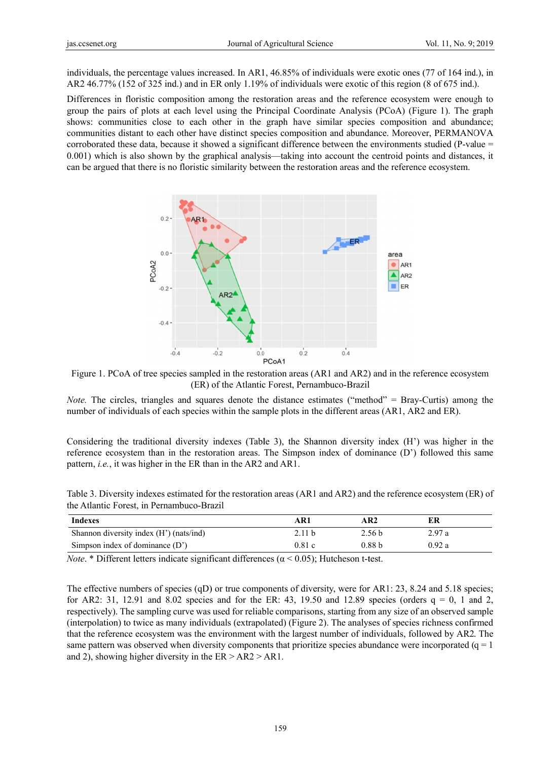individuals, the percentage values increased. In AR1, 46.85% of individuals were exotic ones (77 of 164 ind.), in AR2 46.77% (152 of 325 ind.) and in ER only 1.19% of individuals were exotic of this region (8 of 675 ind.).

Differences in floristic composition among the restoration areas and the reference ecosystem were enough to group the pairs of plots at each level using the Principal Coordinate Analysis (PCoA) (Figure 1). The graph shows: communities close to each other in the graph have similar species composition and abundance; communities distant to each other have distinct species composition and abundance. Moreover, PERMANOVA corroborated these data, because it showed a significant difference between the environments studied (P-value = 0.001) which is also shown by the graphical analysis—taking into account the centroid points and distances, it can be argued that there is no floristic similarity between the restoration areas and the reference ecosystem.

Figure 1. PCoA of tree species sampled in the restoration areas (AR1 and AR2) and in the reference ecosystem (ER) of the Atlantic Forest, Pernambuco-Brazil

*Note.* The circles, triangles and squares denote the distance estimates (“method” = Bray-Curtis) among the number of individuals of each species within the sample plots in the different areas (AR1, AR2 and ER).

Considering the traditional diversity indexes (Table 3), the Shannon diversity index (H’) was higher in the reference ecosystem than in the restoration areas. The Simpson index of dominance (D’) followed this same pattern, *i.e.*, it was higher in the ER than in the AR2 and AR1.

Table 3. Diversity indexes estimated for the restoration areas (AR1 and AR2) and the reference ecosystem (ER) of the Atlantic Forest, in Pernambuco-Brazil

| **Indexes** | **AR1** | **AR2** | **ER** |
|---|---|---|---|
| Shannon diversity index (H’) (nats/ind) | 2.11 b | 2.56 b | 2.97 a |
| Simpson index of dominance (D’) | 0.81 c | 0.88 b | 0.92 a |

*Note*. * Different letters indicate significant differences ($\alpha < 0.05$); Hutcheson t-test.

The effective numbers of species (qD) or true components of diversity, were for AR1: 23, 8.24 and 5.18 species; for AR2: 31, 12.91 and 8.02 species and for the ER: 43, 19.50 and 12.89 species (orders q = 0, 1 and 2, respectively). The sampling curve was used for reliable comparisons, starting from any size of an observed sample (interpolation) to twice as many individuals (extrapolated) (Figure 2). The analyses of species richness confirmed that the reference ecosystem was the environment with the largest number of individuals, followed by AR2. The same pattern was observed when diversity components that prioritize species abundance were incorporated (q = 1 and 2), showing higher diversity in the ER > AR2 > AR1.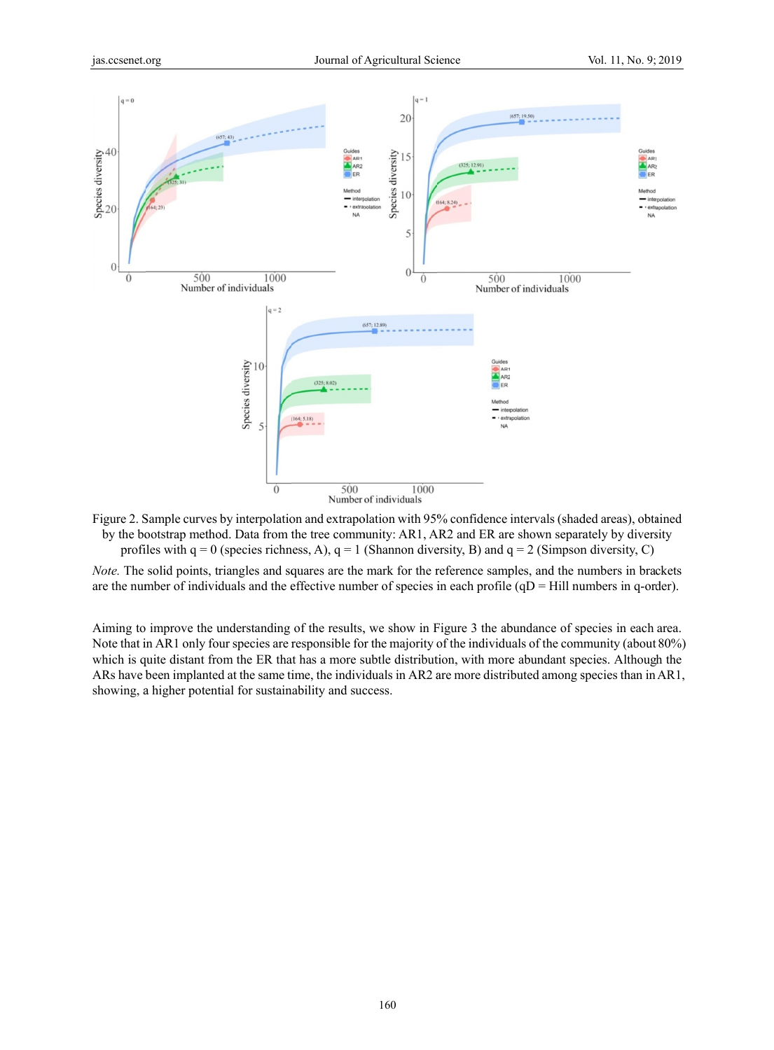Figure 2. Sample curves by interpolation and extrapolation with 95% confidence intervals (shaded areas), obtained by the bootstrap method. Data from the tree community: AR1, AR2 and ER are shown separately by diversity profiles with q = 0 (species richness, A), q = 1 (Shannon diversity, B) and q = 2 (Simpson diversity, C)

*Note.* The solid points, triangles and squares are the mark for the reference samples, and the numbers in brackets are the number of individuals and the effective number of species in each profile (qD = Hill numbers in q-order).

Aiming to improve the understanding of the results, we show in Figure 3 the abundance of species in each area. Note that in AR1 only four species are responsible for the majority of the individuals of the community (about 80%) which is quite distant from the ER that has a more subtle distribution, with more abundant species. Although the ARs have been implanted at the same time, the individuals in AR2 are more distributed among species than in AR1, showing, a higher potential for sustainability and success.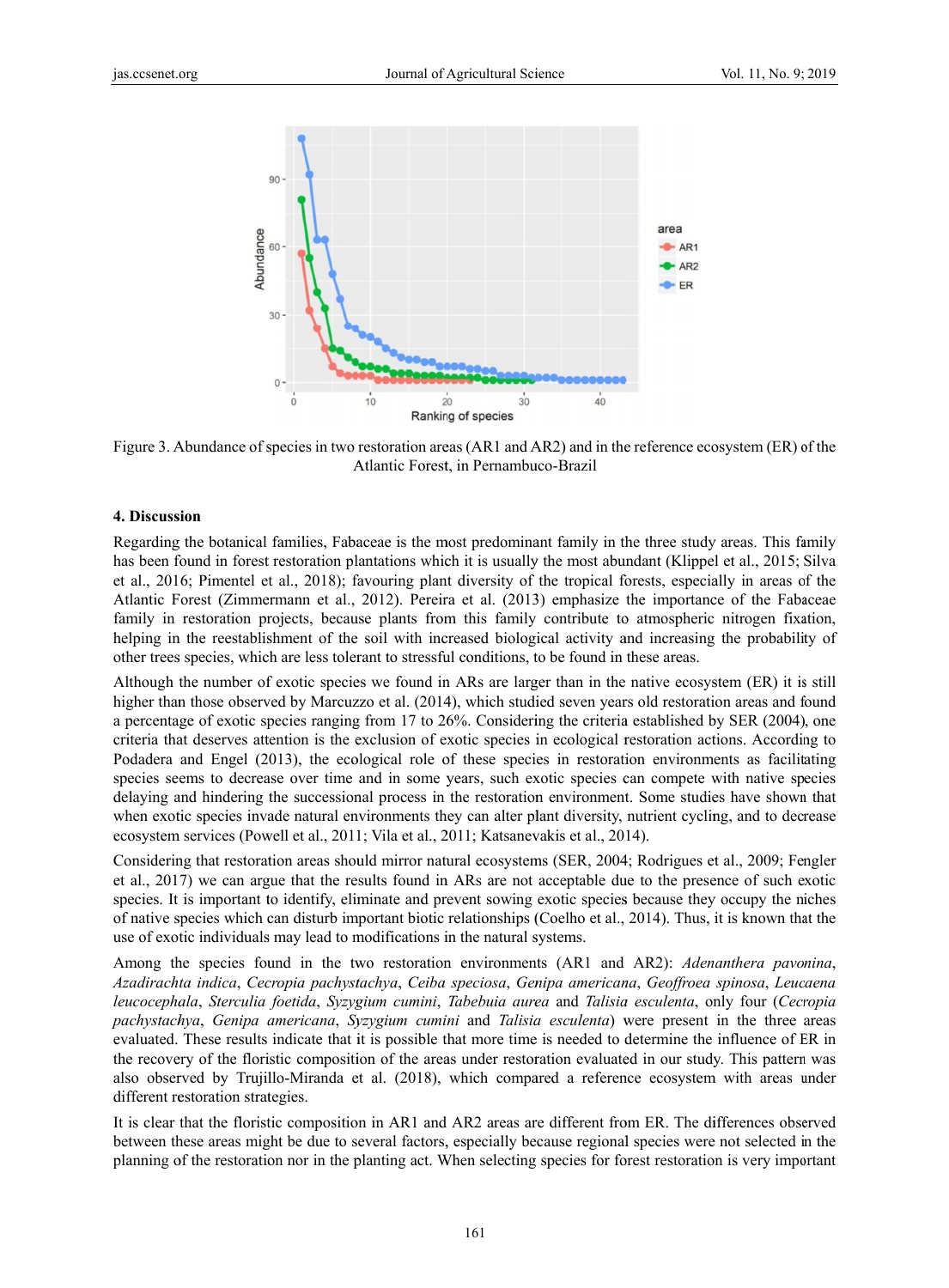Figure 3. Abundance of species in two restoration areas (AR1 and AR2) and in the reference ecosystem (ER) of the Atlantic Forest, in Pernambuco-Brazil

## 4. Discussion

Regarding the botanical families, Fabaceae is the most predominant family in the three study areas. This family has been found in forest restoration plantations which it is usually the most abundant (Klippel et al., 2015; Silva et al., 2016; Pimentel et al., 2018); favouring plant diversity of the tropical forests, especially in areas of the Atlantic Forest (Zimmermann et al., 2012). Pereira et al. (2013) emphasize the importance of the Fabaceae family in restoration projects, because plants from this family contribute to atmospheric nitrogen fixation, helping in the reestablishment of the soil with increased biological activity and increasing the probability of other trees species, which are less tolerant to stressful conditions, to be found in these areas.

Although the number of exotic species we found in ARs are larger than in the native ecosystem (ER) it is still higher than those observed by Marcuzzo et al. (2014), which studied seven years old restoration areas and found a percentage of exotic species ranging from 17 to 26%. Considering the criteria established by SER (2004), one criteria that deserves attention is the exclusion of exotic species in ecological restoration actions. According to Podadera and Engel (2013), the ecological role of these species in restoration environments as facilitating species seems to decrease over time and in some years, such exotic species can compete with native species delaying and hindering the successional process in the restoration environment. Some studies have shown that when exotic species invade natural environments they can alter plant diversity, nutrient cycling, and to decrease ecosystem services (Powell et al., 2011; Vila et al., 2011; Katsanevakis et al., 2014).

Considering that restoration areas should mirror natural ecosystems (SER, 2004; Rodrigues et al., 2009; Fengler et al., 2017) we can argue that the results found in ARs are not acceptable due to the presence of such exotic species. It is important to identify, eliminate and prevent sowing exotic species because they occupy the niches of native species which can disturb important biotic relationships (Coelho et al., 2014). Thus, it is known that the use of exotic individuals may lead to modifications in the natural systems.

Among the species found in the two restoration environments (AR1 and AR2): *Adenanthera pavonina*, *Azadirachta indica*, *Cecropia pachystachya*, *Ceiba speciosa*, *Genipa americana*, *Geoffroea spinosa*, *Leucaena leucocephala*, *Sterculia foetida*, *Syzygium cumini*, *Tabebuia aurea* and *Talisia esculenta*, only four (*Cecropia pachystachya*, *Genipa americana*, *Syzygium cumini* and *Talisia esculenta*) were present in the three areas evaluated. These results indicate that it is possible that more time is needed to determine the influence of ER in the recovery of the floristic composition of the areas under restoration evaluated in our study. This pattern was also observed by Trujillo-Miranda et al. (2018), which compared a reference ecosystem with areas under different restoration strategies.

It is clear that the floristic composition in AR1 and AR2 areas are different from ER. The differences observed between these areas might be due to several factors, especially because regional species were not selected in the planning of the restoration nor in the planting act. When selecting species for forest restoration is very important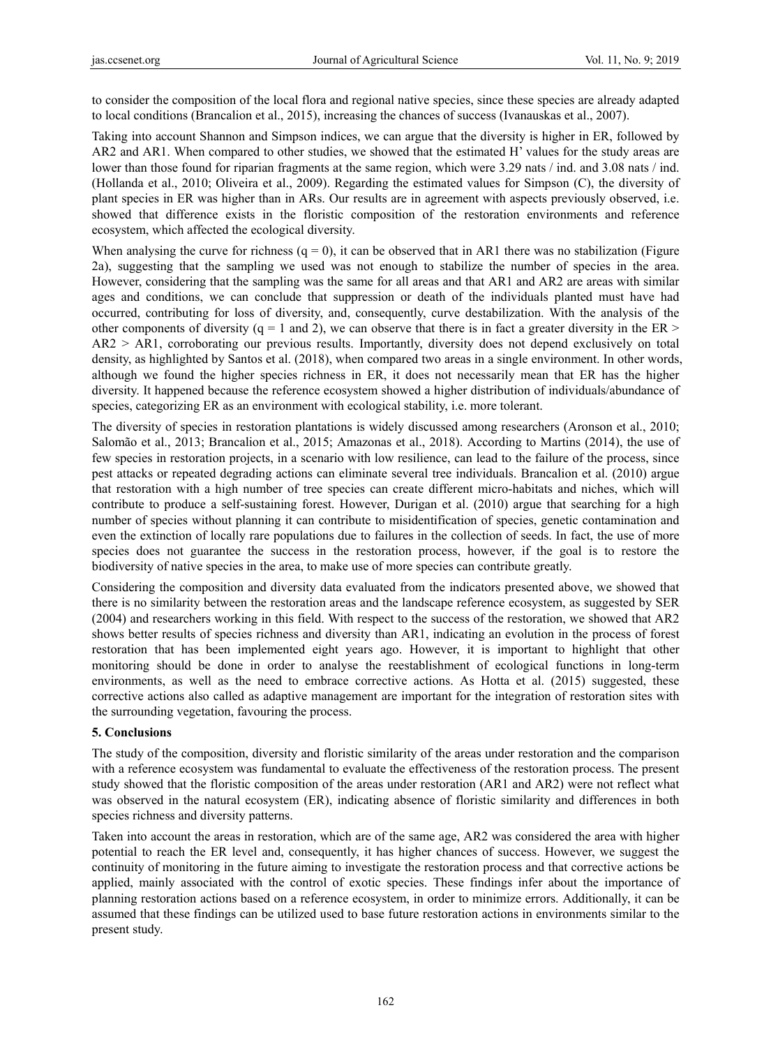to consider the composition of the local flora and regional native species, since these species are already adapted to local conditions (Brancalion et al., 2015), increasing the chances of success (Ivanauskas et al., 2007).

Taking into account Shannon and Simpson indices, we can argue that the diversity is higher in ER, followed by AR2 and AR1. When compared to other studies, we showed that the estimated H' values for the study areas are lower than those found for riparian fragments at the same region, which were 3.29 nats / ind. and 3.08 nats / ind. (Hollanda et al., 2010; Oliveira et al., 2009). Regarding the estimated values for Simpson (C), the diversity of plant species in ER was higher than in ARs. Our results are in agreement with aspects previously observed, i.e. showed that difference exists in the floristic composition of the restoration environments and reference ecosystem, which affected the ecological diversity.

When analysing the curve for richness ($q = 0$), it can be observed that in AR1 there was no stabilization (Figure 2a), suggesting that the sampling we used was not enough to stabilize the number of species in the area. However, considering that the sampling was the same for all areas and that AR1 and AR2 are areas with similar ages and conditions, we can conclude that suppression or death of the individuals planted must have had occurred, contributing for loss of diversity, and, consequently, curve destabilization. With the analysis of the other components of diversity ($q = 1$ and 2), we can observe that there is in fact a greater diversity in the ER > AR2 > AR1, corroborating our previous results. Importantly, diversity does not depend exclusively on total density, as highlighted by Santos et al. (2018), when compared two areas in a single environment. In other words, although we found the higher species richness in ER, it does not necessarily mean that ER has the higher diversity. It happened because the reference ecosystem showed a higher distribution of individuals/abundance of species, categorizing ER as an environment with ecological stability, i.e. more tolerant.

The diversity of species in restoration plantations is widely discussed among researchers (Aronson et al., 2010; Salomão et al., 2013; Brancalion et al., 2015; Amazonas et al., 2018). According to Martins (2014), the use of few species in restoration projects, in a scenario with low resilience, can lead to the failure of the process, since pest attacks or repeated degrading actions can eliminate several tree individuals. Brancalion et al. (2010) argue that restoration with a high number of tree species can create different micro-habitats and niches, which will contribute to produce a self-sustaining forest. However, Durigan et al. (2010) argue that searching for a high number of species without planning it can contribute to misidentification of species, genetic contamination and even the extinction of locally rare populations due to failures in the collection of seeds. In fact, the use of more species does not guarantee the success in the restoration process, however, if the goal is to restore the biodiversity of native species in the area, to make use of more species can contribute greatly.

Considering the composition and diversity data evaluated from the indicators presented above, we showed that there is no similarity between the restoration areas and the landscape reference ecosystem, as suggested by SER (2004) and researchers working in this field. With respect to the success of the restoration, we showed that AR2 shows better results of species richness and diversity than AR1, indicating an evolution in the process of forest restoration that has been implemented eight years ago. However, it is important to highlight that other monitoring should be done in order to analyse the reestablishment of ecological functions in long-term environments, as well as the need to embrace corrective actions. As Hotta et al. (2015) suggested, these corrective actions also called as adaptive management are important for the integration of restoration sites with the surrounding vegetation, favouring the process.

## 5. Conclusions

The study of the composition, diversity and floristic similarity of the areas under restoration and the comparison with a reference ecosystem was fundamental to evaluate the effectiveness of the restoration process. The present study showed that the floristic composition of the areas under restoration (AR1 and AR2) were not reflect what was observed in the natural ecosystem (ER), indicating absence of floristic similarity and differences in both species richness and diversity patterns.

Taken into account the areas in restoration, which are of the same age, AR2 was considered the area with higher potential to reach the ER level and, consequently, it has higher chances of success. However, we suggest the continuity of monitoring in the future aiming to investigate the restoration process and that corrective actions be applied, mainly associated with the control of exotic species. These findings infer about the importance of planning restoration actions based on a reference ecosystem, in order to minimize errors. Additionally, it can be assumed that these findings can be utilized used to base future restoration actions in environments similar to the present study.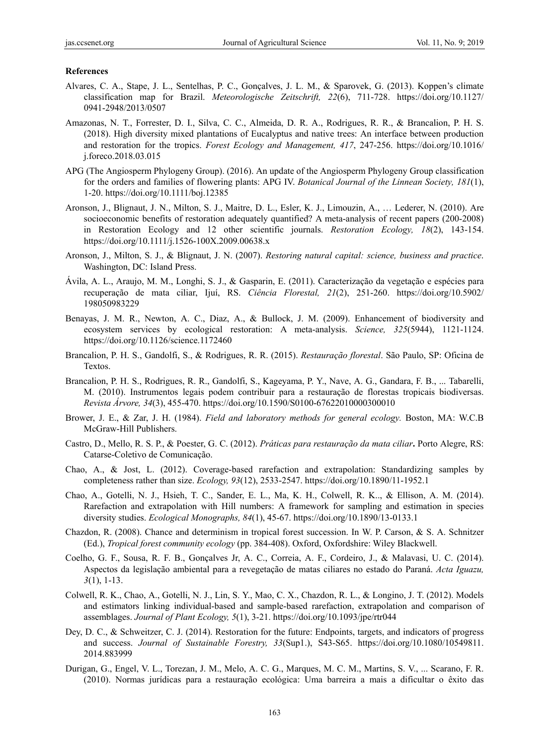**References**

Alvares, C. A., Stape, J. L., Sentelhas, P. C., Gonçalves, J. L. M., & Sparovek, G. (2013). Koppen's climate classification map for Brazil. *Meteorologische Zeitschrift, 22*(6), 711-728. https://doi.org/10.1127/0941-2948/2013/0507

Amazonas, N. T., Forrester, D. I., Silva, C. C., Almeida, D. R. A., Rodrigues, R. R., & Brancalion, P. H. S. (2018). High diversity mixed plantations of Eucalyptus and native trees: An interface between production and restoration for the tropics. *Forest Ecology and Management, 417*, 247-256. https://doi.org/10.1016/j.foreco.2018.03.015

APG (The Angiosperm Phylogeny Group). (2016). An update of the Angiosperm Phylogeny Group classification for the orders and families of flowering plants: APG IV. *Botanical Journal of the Linnean Society, 181*(1), 1-20. https://doi.org/10.1111/boj.12385

Aronson, J., Blignaut, J. N., Milton, S. J., Maitre, D. L., Esler, K. J., Limouzin, A., … Lederer, N. (2010). Are socioeconomic benefits of restoration adequately quantified? A meta-analysis of recent papers (200-2008) in Restoration Ecology and 12 other scientific journals. *Restoration Ecology, 18*(2), 143-154. https://doi.org/10.1111/j.1526-100X.2009.00638.x

Aronson, J., Milton, S. J., & Blignaut, J. N. (2007). *Restoring natural capital: science, business and practice*. Washington, DC: Island Press.

Ávila, A. L., Araujo, M. M., Longhi, S. J., & Gasparin, E. (2011). Caracterização da vegetação e espécies para recuperação de mata ciliar, Ijuí, RS. *Ciência Florestal, 21*(2), 251-260. https://doi.org/10.5902/198050983229

Benayas, J. M. R., Newton, A. C., Diaz, A., & Bullock, J. M. (2009). Enhancement of biodiversity and ecosystem services by ecological restoration: A meta-analysis. *Science, 325*(5944), 1121-1124. https://doi.org/10.1126/science.1172460

Brancalion, P. H. S., Gandolfi, S., & Rodrigues, R. R. (2015). *Restauração florestal*. São Paulo, SP: Oficina de Textos.

Brancalion, P. H. S., Rodrigues, R. R., Gandolfi, S., Kageyama, P. Y., Nave, A. G., Gandara, F. B., ... Tabarelli, M. (2010). Instrumentos legais podem contribuir para a restauração de florestas tropicais biodiversas. *Revista Árvore, 34*(3), 455-470. https://doi.org/10.1590/S0100-67622010000300010

Brower, J. E., & Zar, J. H. (1984). *Field and laboratory methods for general ecology.* Boston, MA: W.C.B McGraw-Hill Publishers.

Castro, D., Mello, R. S. P., & Poester, G. C. (2012). *Práticas para restauração da mata ciliar***.** Porto Alegre, RS: Catarse-Coletivo de Comunicação.

Chao, A., & Jost, L. (2012). Coverage-based rarefaction and extrapolation: Standardizing samples by completeness rather than size. *Ecology, 93*(12), 2533-2547. https://doi.org/10.1890/11-1952.1

Chao, A., Gotelli, N. J., Hsieh, T. C., Sander, E. L., Ma, K. H., Colwell, R. K.., & Ellison, A. M. (2014). Rarefaction and extrapolation with Hill numbers: A framework for sampling and estimation in species diversity studies. *Ecological Monographs, 84*(1), 45-67. https://doi.org/10.1890/13-0133.1

Chazdon, R. (2008). Chance and determinism in tropical forest succession. In W. P. Carson, & S. A. Schnitzer (Ed.), *Tropical forest community ecology* (pp. 384-408). Oxford, Oxfordshire: Wiley Blackwell.

Coelho, G. F., Sousa, R. F. B., Gonçalves Jr, A. C., Correia, A. F., Cordeiro, J., & Malavasi, U. C. (2014). Aspectos da legislação ambiental para a revegetação de matas ciliares no estado do Paraná. *Acta Iguazu, 3*(1), 1-13.

Colwell, R. K., Chao, A., Gotelli, N. J., Lin, S. Y., Mao, C. X., Chazdon, R. L., & Longino, J. T. (2012). Models and estimators linking individual-based and sample-based rarefaction, extrapolation and comparison of assemblages. *Journal of Plant Ecology, 5*(1), 3-21. https://doi.org/10.1093/jpe/rtr044

Dey, D. C., & Schweitzer, C. J. (2014). Restoration for the future: Endpoints, targets, and indicators of progress and success. *Journal of Sustainable Forestry, 33*(Sup1.), S43-S65. https://doi.org/10.1080/10549811.2014.883999

Durigan, G., Engel, V. L., Torezan, J. M., Melo, A. C. G., Marques, M. C. M., Martins, S. V., ... Scarano, F. R. (2010). Normas jurídicas para a restauração ecológica: Uma barreira a mais a dificultar o êxito das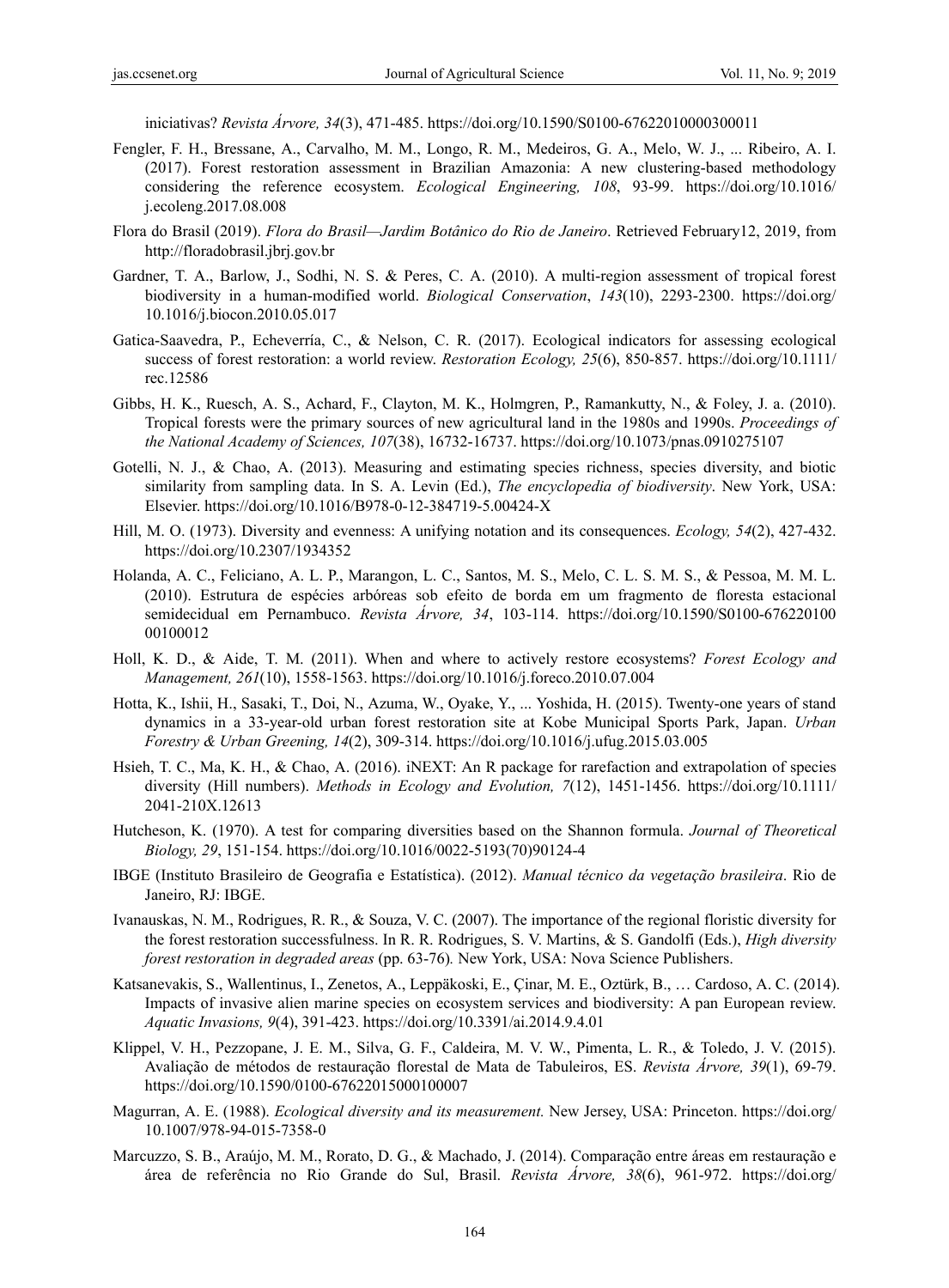iniciativas? *Revista Árvore, 34*(3), 471-485. https://doi.org/10.1590/S0100-67622010000300011

Fengler, F. H., Bressane, A., Carvalho, M. M., Longo, R. M., Medeiros, G. A., Melo, W. J., ... Ribeiro, A. I. (2017). Forest restoration assessment in Brazilian Amazonia: A new clustering-based methodology considering the reference ecosystem. *Ecological Engineering, 108*, 93-99. https://doi.org/10.1016/j.ecoleng.2017.08.008

Flora do Brasil (2019). *Flora do Brasil—Jardim Botânico do Rio de Janeiro*. Retrieved February12, 2019, from http://floradobrasil.jbrj.gov.br

Gardner, T. A., Barlow, J., Sodhi, N. S. & Peres, C. A. (2010). A multi-region assessment of tropical forest biodiversity in a human-modified world. *Biological Conservation*, *143*(10), 2293-2300. https://doi.org/10.1016/j.biocon.2010.05.017

Gatica-Saavedra, P., Echeverría, C., & Nelson, C. R. (2017). Ecological indicators for assessing ecological success of forest restoration: a world review. *Restoration Ecology, 25*(6), 850-857. https://doi.org/10.1111/rec.12586

Gibbs, H. K., Ruesch, A. S., Achard, F., Clayton, M. K., Holmgren, P., Ramankutty, N., & Foley, J. a. (2010). Tropical forests were the primary sources of new agricultural land in the 1980s and 1990s. *Proceedings of the National Academy of Sciences, 107*(38), 16732-16737. https://doi.org/10.1073/pnas.0910275107

Gotelli, N. J., & Chao, A. (2013). Measuring and estimating species richness, species diversity, and biotic similarity from sampling data. In S. A. Levin (Ed.), *The encyclopedia of biodiversity*. New York, USA: Elsevier. https://doi.org/10.1016/B978-0-12-384719-5.00424-X

Hill, M. O. (1973). Diversity and evenness: A unifying notation and its consequences. *Ecology, 54*(2), 427-432. https://doi.org/10.2307/1934352

Holanda, A. C., Feliciano, A. L. P., Marangon, L. C., Santos, M. S., Melo, C. L. S. M. S., & Pessoa, M. M. L. (2010). Estrutura de espécies arbóreas sob efeito de borda em um fragmento de floresta estacional semidecidual em Pernambuco. *Revista Árvore, 34*, 103-114. https://doi.org/10.1590/S0100-67622010000100012

Holl, K. D., & Aide, T. M. (2011). When and where to actively restore ecosystems? *Forest Ecology and Management, 261*(10), 1558-1563. https://doi.org/10.1016/j.foreco.2010.07.004

Hotta, K., Ishii, H., Sasaki, T., Doi, N., Azuma, W., Oyake, Y., ... Yoshida, H. (2015). Twenty-one years of stand dynamics in a 33-year-old urban forest restoration site at Kobe Municipal Sports Park, Japan. *Urban Forestry & Urban Greening, 14*(2), 309-314. https://doi.org/10.1016/j.ufug.2015.03.005

Hsieh, T. C., Ma, K. H., & Chao, A. (2016). iNEXT: An R package for rarefaction and extrapolation of species diversity (Hill numbers). *Methods in Ecology and Evolution, 7*(12), 1451-1456. https://doi.org/10.1111/2041-210X.12613

Hutcheson, K. (1970). A test for comparing diversities based on the Shannon formula. *Journal of Theoretical Biology, 29*, 151-154. https://doi.org/10.1016/0022-5193(70)90124-4

IBGE (Instituto Brasileiro de Geografia e Estatística). (2012). *Manual técnico da vegetação brasileira*. Rio de Janeiro, RJ: IBGE.

Ivanauskas, N. M., Rodrigues, R. R., & Souza, V. C. (2007). The importance of the regional floristic diversity for the forest restoration successfulness. In R. R. Rodrigues, S. V. Martins, & S. Gandolfi (Eds.), *High diversity forest restoration in degraded areas* (pp. 63-76)*.* New York, USA: Nova Science Publishers.

Katsanevakis, S., Wallentinus, I., Zenetos, A., Leppäkoski, E., Çinar, M. E., Oztürk, B., … Cardoso, A. C. (2014). Impacts of invasive alien marine species on ecosystem services and biodiversity: A pan European review. *Aquatic Invasions, 9*(4), 391-423. https://doi.org/10.3391/ai.2014.9.4.01

Klippel, V. H., Pezzopane, J. E. M., Silva, G. F., Caldeira, M. V. W., Pimenta, L. R., & Toledo, J. V. (2015). Avaliação de métodos de restauração florestal de Mata de Tabuleiros, ES. *Revista Árvore, 39*(1), 69-79. https://doi.org/10.1590/0100-67622015000100007

Magurran, A. E. (1988). *Ecological diversity and its measurement.* New Jersey, USA: Princeton. https://doi.org/10.1007/978-94-015-7358-0

Marcuzzo, S. B., Araújo, M. M., Rorato, D. G., & Machado, J. (2014). Comparação entre áreas em restauração e área de referência no Rio Grande do Sul, Brasil. *Revista Árvore, 38*(6), 961-972. https://doi.org/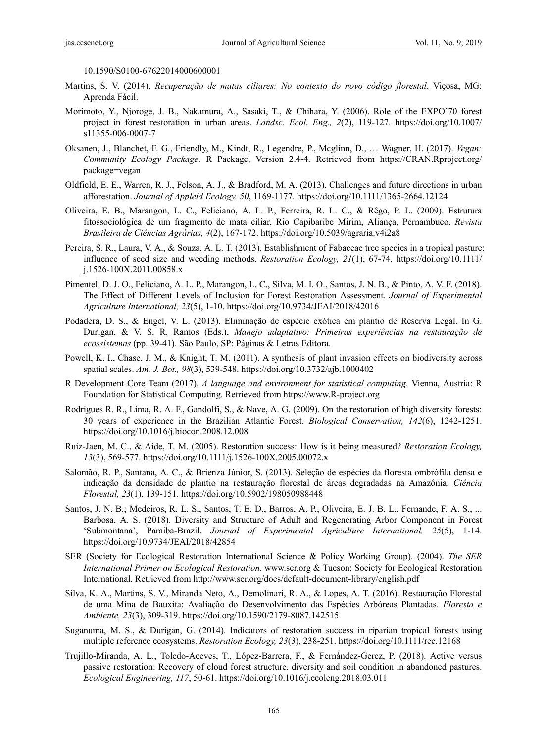10.1590/S0100-67622014000600001

Martins, S. V. (2014). *Recuperação de matas ciliares: No contexto do novo código florestal*. Viçosa, MG: Aprenda Fácil.

Morimoto, Y., Njoroge, J. B., Nakamura, A., Sasaki, T., & Chihara, Y. (2006). Role of the EXPO'70 forest project in forest restoration in urban areas. *Landsc. Ecol. Eng., 2*(2), 119-127. https://doi.org/10.1007/s11355-006-0007-7

Oksanen, J., Blanchet, F. G., Friendly, M., Kindt, R., Legendre, P., Mcglinn, D., … Wagner, H. (2017). *Vegan: Community Ecology Package*. R Package, Version 2.4-4. Retrieved from https://CRAN.Rproject.org/package=vegan

Oldfield, E. E., Warren, R. J., Felson, A. J., & Bradford, M. A. (2013). Challenges and future directions in urban afforestation. *Journal of Appleid Ecology, 50*, 1169-1177. https://doi.org/10.1111/1365-2664.12124

Oliveira, E. B., Marangon, L. C., Feliciano, A. L. P., Ferreira, R. L. C., & Rêgo, P. L. (2009). Estrutura fitossociológica de um fragmento de mata ciliar, Rio Capibaribe Mirim, Aliança, Pernambuco. *Revista Brasileira de Ciências Agrárias, 4*(2), 167-172. https://doi.org/10.5039/agraria.v4i2a8

Pereira, S. R., Laura, V. A., & Souza, A. L. T. (2013). Establishment of Fabaceae tree species in a tropical pasture: influence of seed size and weeding methods. *Restoration Ecology, 21*(1), 67-74. https://doi.org/10.1111/j.1526-100X.2011.00858.x

Pimentel, D. J. O., Feliciano, A. L. P., Marangon, L. C., Silva, M. I. O., Santos, J. N. B., & Pinto, A. V. F. (2018). The Effect of Different Levels of Inclusion for Forest Restoration Assessment. *Journal of Experimental Agriculture International, 23*(5), 1-10. https://doi.org/10.9734/JEAI/2018/42016

Podadera, D. S., & Engel, V. L. (2013). Eliminação de espécie exótica em plantio de Reserva Legal. In G. Durigan, & V. S. R. Ramos (Eds.), *Manejo adaptativo: Primeiras experiências na restauração de ecossistemas* (pp. 39-41). São Paulo, SP: Páginas & Letras Editora.

Powell, K. I., Chase, J. M., & Knight, T. M. (2011). A synthesis of plant invasion effects on biodiversity across spatial scales. *Am. J. Bot., 98*(3), 539-548. https://doi.org/10.3732/ajb.1000402

R Development Core Team (2017). *A language and environment for statistical computing*. Vienna, Austria: R Foundation for Statistical Computing. Retrieved from https://www.R-project.org

Rodrigues R. R., Lima, R. A. F., Gandolfi, S., & Nave, A. G. (2009). On the restoration of high diversity forests: 30 years of experience in the Brazilian Atlantic Forest. *Biological Conservation, 142*(6), 1242-1251. https://doi.org/10.1016/j.biocon.2008.12.008

Ruiz-Jaen, M. C., & Aide, T. M. (2005). Restoration success: How is it being measured? *Restoration Ecology, 13*(3), 569-577. https://doi.org/10.1111/j.1526-100X.2005.00072.x

Salomão, R. P., Santana, A. C., & Brienza Júnior, S. (2013). Seleção de espécies da floresta ombrófila densa e indicação da densidade de plantio na restauração florestal de áreas degradadas na Amazônia. *Ciência Florestal, 23*(1), 139-151. https://doi.org/10.5902/198050988448

Santos, J. N. B.; Medeiros, R. L. S., Santos, T. E. D., Barros, A. P., Oliveira, E. J. B. L., Fernande, F. A. S., ... Barbosa, A. S. (2018). Diversity and Structure of Adult and Regenerating Arbor Component in Forest 'Submontana', Paraíba-Brazil. *Journal of Experimental Agriculture International, 25*(5), 1-14. https://doi.org/10.9734/JEAI/2018/42854

SER (Society for Ecological Restoration International Science & Policy Working Group). (2004). *The SER International Primer on Ecological Restoration*. www.ser.org & Tucson: Society for Ecological Restoration International. Retrieved from http://www.ser.org/docs/default-document-library/english.pdf

Silva, K. A., Martins, S. V., Miranda Neto, A., Demolinari, R. A., & Lopes, A. T. (2016). Restauração Florestal de uma Mina de Bauxita: Avaliação do Desenvolvimento das Espécies Arbóreas Plantadas. *Floresta e Ambiente, 23*(3), 309-319. https://doi.org/10.1590/2179-8087.142515

Suganuma, M. S., & Durigan, G. (2014). Indicators of restoration success in riparian tropical forests using multiple reference ecosystems. *Restoration Ecology, 23*(3), 238-251. https://doi.org/10.1111/rec.12168

Trujillo-Miranda, A. L., Toledo-Aceves, T., López-Barrera, F., & Fernández-Gerez, P. (2018). Active versus passive restoration: Recovery of cloud forest structure, diversity and soil condition in abandoned pastures. *Ecological Engineering, 117*, 50-61. https://doi.org/10.1016/j.ecoleng.2018.03.011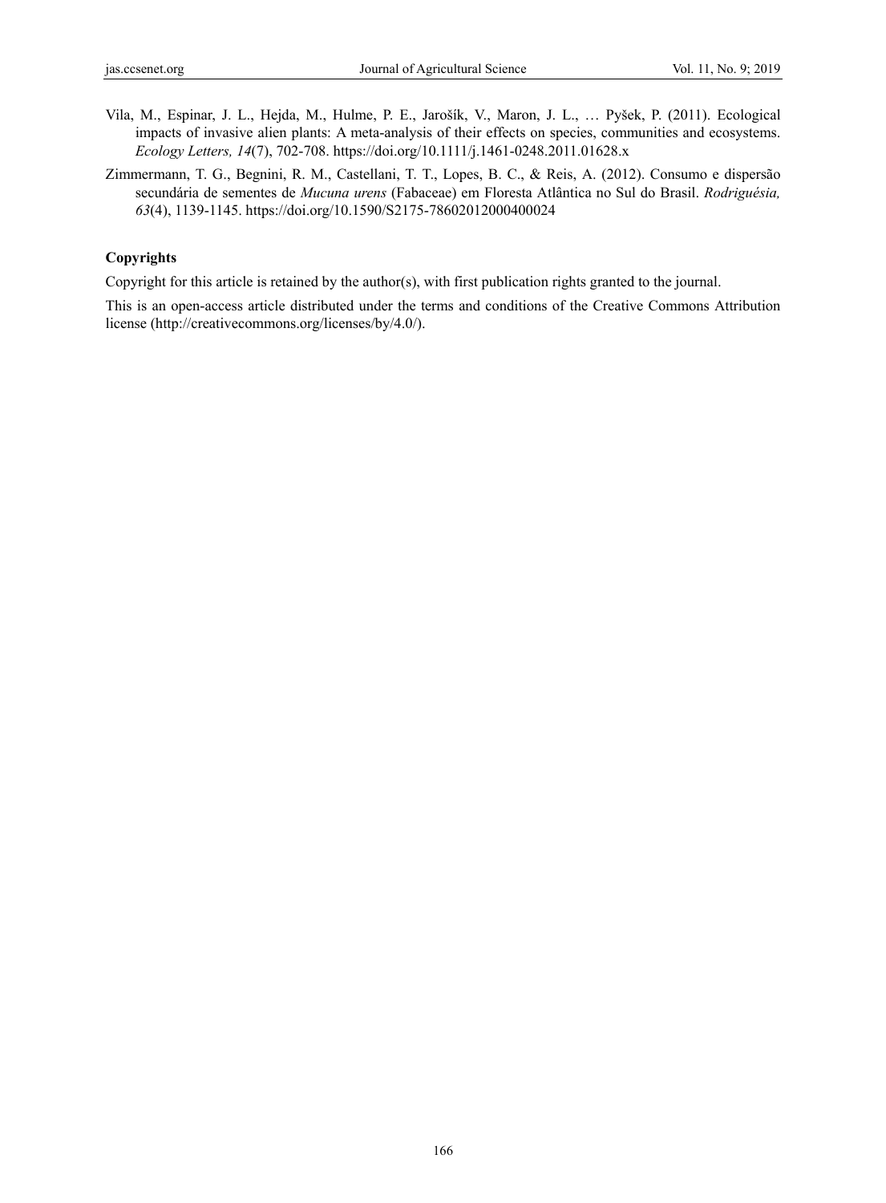Vila, M., Espinar, J. L., Hejda, M., Hulme, P. E., Jarošík, V., Maron, J. L., … Pyšek, P. (2011). Ecological impacts of invasive alien plants: A meta-analysis of their effects on species, communities and ecosystems. *Ecology Letters, 14*(7), 702-708. https://doi.org/10.1111/j.1461-0248.2011.01628.x

Zimmermann, T. G., Begnini, R. M., Castellani, T. T., Lopes, B. C., & Reis, A. (2012). Consumo e dispersão secundária de sementes de *Mucuna urens* (Fabaceae) em Floresta Atlântica no Sul do Brasil. *Rodriguésia, 63*(4), 1139-1145. https://doi.org/10.1590/S2175-78602012000400024

**Copyrights**

Copyright for this article is retained by the author(s), with first publication rights granted to the journal.

This is an open-access article distributed under the terms and conditions of the Creative Commons Attribution license (http://creativecommons.org/licenses/by/4.0/).